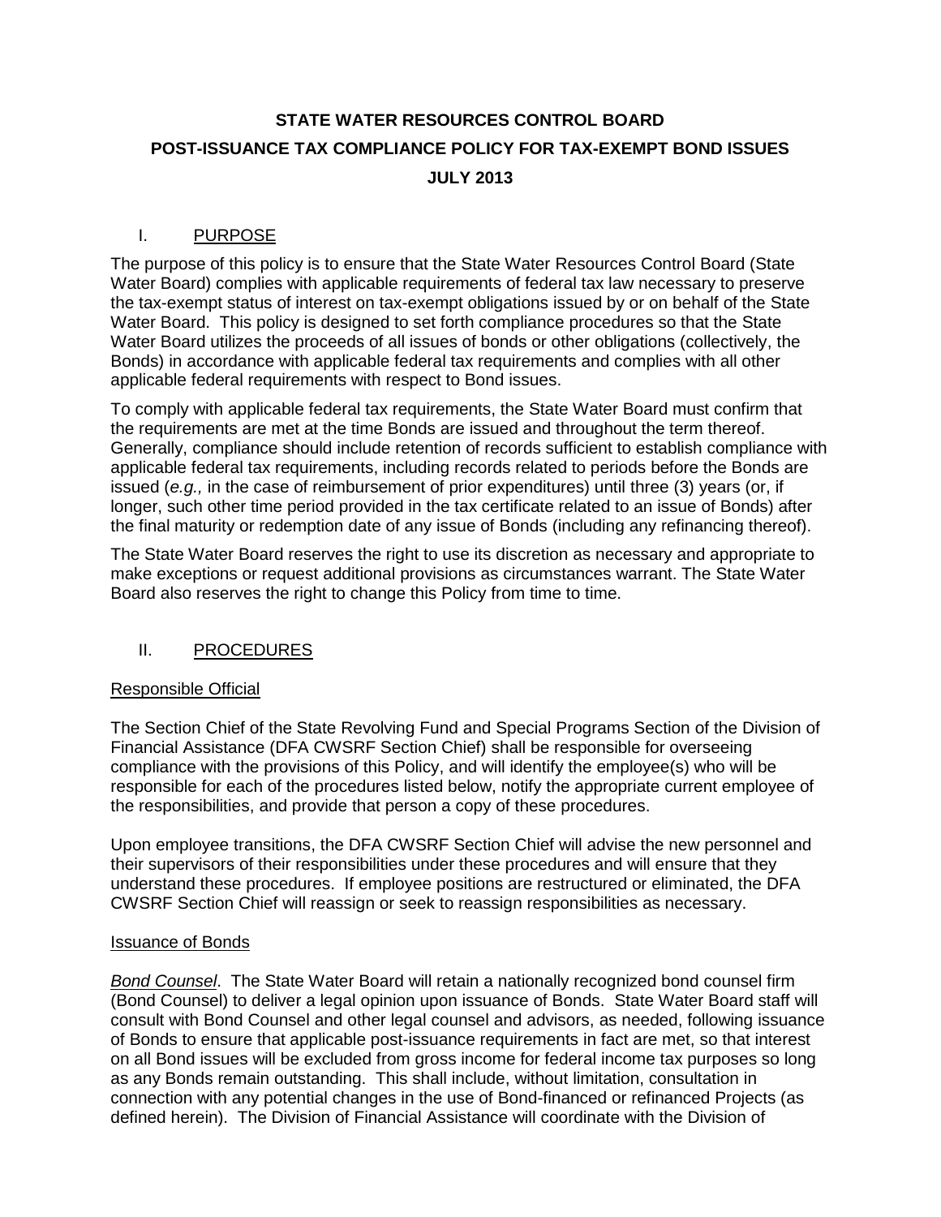# STATE WATER RESOURCES CONTROL BOARD

# POST-ISSUANCE TAX COMPLIANCE POLICY FOR TAX-EXEMPT BOND ISSUES

# JULY 2013

## I. PURPOSE

The purpose of this policy is to ensure that the State Water Resources Control Board (State Water Board) complies with applicable requirements of federal tax law necessary to preserve the tax-exempt status of interest on tax-exempt obligations issued by or on behalf of the State Water Board. This policy is designed to set forth compliance procedures so that the State Water Board utilizes the proceeds of all issues of bonds or other obligations (collectively, the Bonds) in accordance with applicable federal tax requirements and complies with all other applicable federal requirements with respect to Bond issues.

To comply with applicable federal tax requirements, the State Water Board must confirm that the requirements are met at the time Bonds are issued and throughout the term thereof. Generally, compliance should include retention of records sufficient to establish compliance with applicable federal tax requirements, including records related to periods before the Bonds are issued (*e.g.,* in the case of reimbursement of prior expenditures) until three (3) years (or, if longer, such other time period provided in the tax certificate related to an issue of Bonds) after the final maturity or redemption date of any issue of Bonds (including any refinancing thereof).

The State Water Board reserves the right to use its discretion as necessary and appropriate to make exceptions or request additional provisions as circumstances warrant. The State Water Board also reserves the right to change this Policy from time to time.

## II. PROCEDURES

### Responsible Official

The Section Chief of the State Revolving Fund and Special Programs Section of the Division of Financial Assistance (DFA CWSRF Section Chief) shall be responsible for overseeing compliance with the provisions of this Policy, and will identify the employee(s) who will be responsible for each of the procedures listed below, notify the appropriate current employee of the responsibilities, and provide that person a copy of these procedures.

Upon employee transitions, the DFA CWSRF Section Chief will advise the new personnel and their supervisors of their responsibilities under these procedures and will ensure that they understand these procedures. If employee positions are restructured or eliminated, the DFA CWSRF Section Chief will reassign or seek to reassign responsibilities as necessary.

### Issuance of Bonds

*Bond Counsel*. The State Water Board will retain a nationally recognized bond counsel firm (Bond Counsel) to deliver a legal opinion upon issuance of Bonds. State Water Board staff will consult with Bond Counsel and other legal counsel and advisors, as needed, following issuance of Bonds to ensure that applicable post-issuance requirements in fact are met, so that interest on all Bond issues will be excluded from gross income for federal income tax purposes so long as any Bonds remain outstanding. This shall include, without limitation, consultation in connection with any potential changes in the use of Bond-financed or refinanced Projects (as defined herein). The Division of Financial Assistance will coordinate with the Division of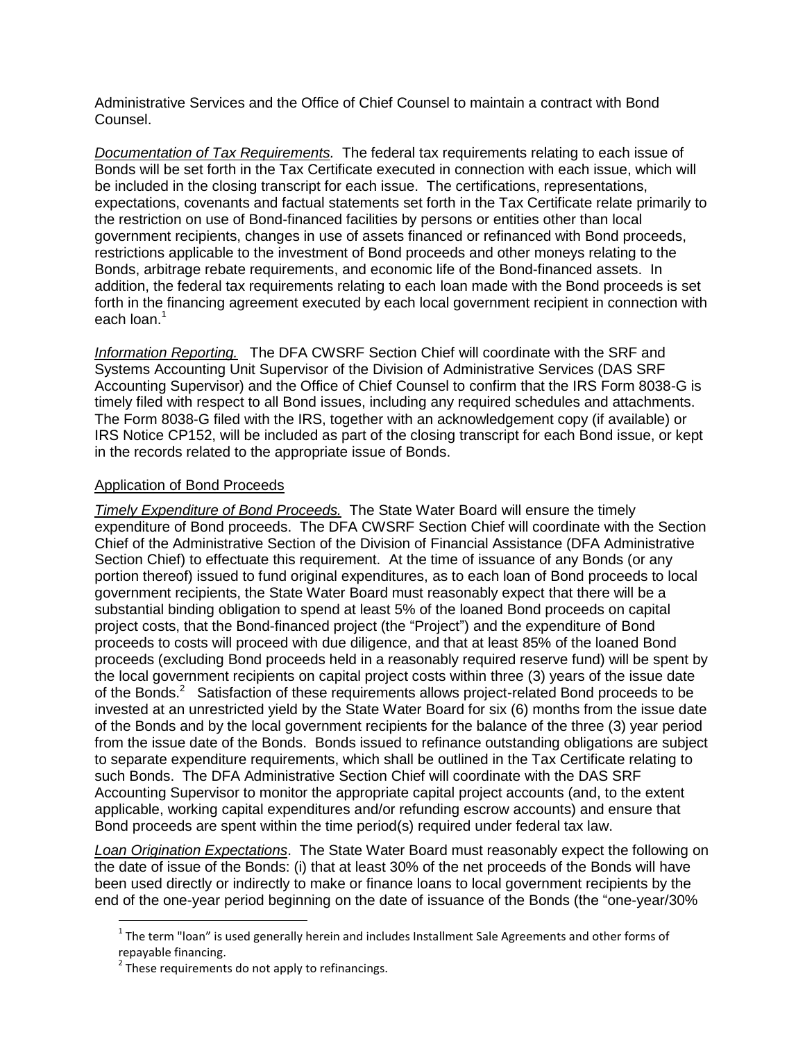Administrative Services and the Office of Chief Counsel to maintain a contract with Bond Counsel.

*Documentation of Tax Requirements.* The federal tax requirements relating to each issue of Bonds will be set forth in the Tax Certificate executed in connection with each issue, which will be included in the closing transcript for each issue. The certifications, representations, expectations, covenants and factual statements set forth in the Tax Certificate relate primarily to the restriction on use of Bond-financed facilities by persons or entities other than local government recipients, changes in use of assets financed or refinanced with Bond proceeds, restrictions applicable to the investment of Bond proceeds and other moneys relating to the Bonds, arbitrage rebate requirements, and economic life of the Bond-financed assets. In addition, the federal tax requirements relating to each loan made with the Bond proceeds is set forth in the financing agreement executed by each local government recipient in connection with each loan.[1]

*Information Reporting.* The DFA CWSRF Section Chief will coordinate with the SRF and Systems Accounting Unit Supervisor of the Division of Administrative Services (DAS SRF Accounting Supervisor) and the Office of Chief Counsel to confirm that the IRS Form 8038-G is timely filed with respect to all Bond issues, including any required schedules and attachments. The Form 8038-G filed with the IRS, together with an acknowledgement copy (if available) or IRS Notice CP152, will be included as part of the closing transcript for each Bond issue, or kept in the records related to the appropriate issue of Bonds.

## Application of Bond Proceeds

*Timely Expenditure of Bond Proceeds.* The State Water Board will ensure the timely expenditure of Bond proceeds. The DFA CWSRF Section Chief will coordinate with the Section Chief of the Administrative Section of the Division of Financial Assistance (DFA Administrative Section Chief) to effectuate this requirement. At the time of issuance of any Bonds (or any portion thereof) issued to fund original expenditures, as to each loan of Bond proceeds to local government recipients, the State Water Board must reasonably expect that there will be a substantial binding obligation to spend at least 5% of the loaned Bond proceeds on capital project costs, that the Bond-financed project (the "Project") and the expenditure of Bond proceeds to costs will proceed with due diligence, and that at least 85% of the loaned Bond proceeds (excluding Bond proceeds held in a reasonably required reserve fund) will be spent by the local government recipients on capital project costs within three (3) years of the issue date of the Bonds.[2] Satisfaction of these requirements allows project-related Bond proceeds to be invested at an unrestricted yield by the State Water Board for six (6) months from the issue date of the Bonds and by the local government recipients for the balance of the three (3) year period from the issue date of the Bonds. Bonds issued to refinance outstanding obligations are subject to separate expenditure requirements, which shall be outlined in the Tax Certificate relating to such Bonds. The DFA Administrative Section Chief will coordinate with the DAS SRF Accounting Supervisor to monitor the appropriate capital project accounts (and, to the extent applicable, working capital expenditures and/or refunding escrow accounts) and ensure that Bond proceeds are spent within the time period(s) required under federal tax law.

*Loan Origination Expectations*. The State Water Board must reasonably expect the following on the date of issue of the Bonds: (i) that at least 30% of the net proceeds of the Bonds will have been used directly or indirectly to make or finance loans to local government recipients by the end of the one-year period beginning on the date of issuance of the Bonds (the "one-year/30%

---

[1] The term "loan" is used generally herein and includes Installment Sale Agreements and other forms of repayable financing.

[2] These requirements do not apply to refinancings.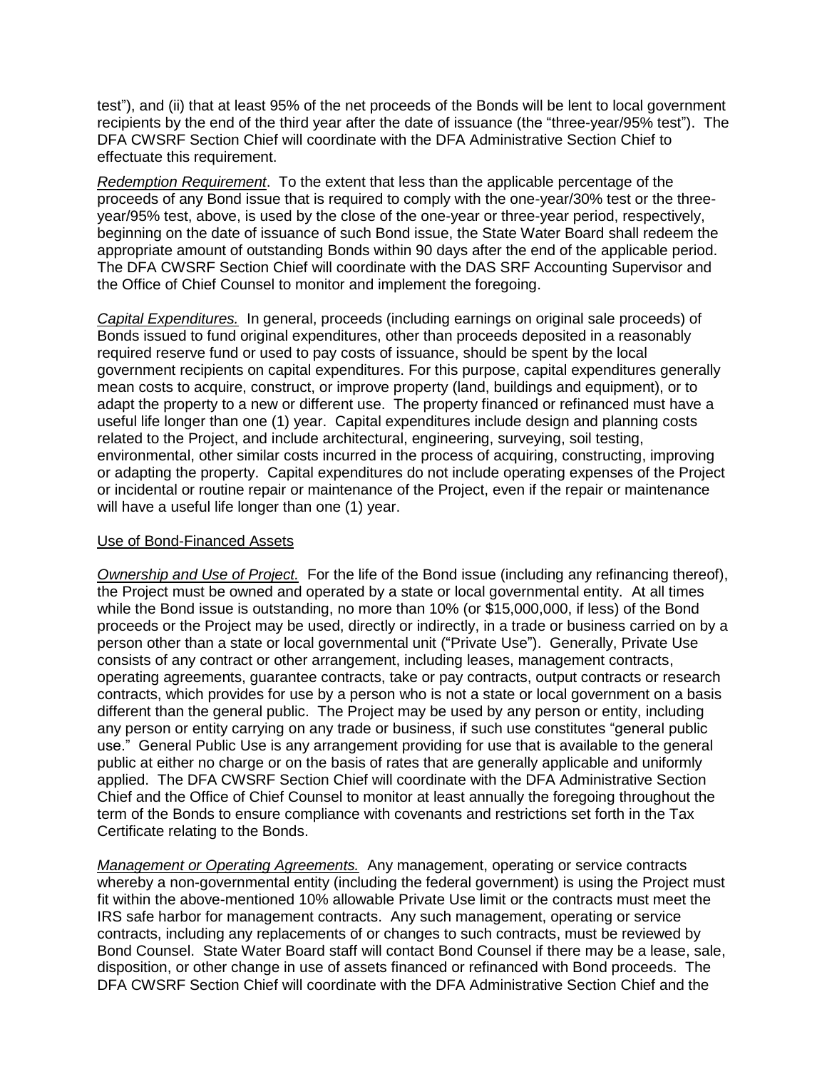test"), and (ii) that at least 95% of the net proceeds of the Bonds will be lent to local government recipients by the end of the third year after the date of issuance (the "three-year/95% test"). The DFA CWSRF Section Chief will coordinate with the DFA Administrative Section Chief to effectuate this requirement.

*Redemption Requirement*. To the extent that less than the applicable percentage of the proceeds of any Bond issue that is required to comply with the one-year/30% test or the three-year/95% test, above, is used by the close of the one-year or three-year period, respectively, beginning on the date of issuance of such Bond issue, the State Water Board shall redeem the appropriate amount of outstanding Bonds within 90 days after the end of the applicable period. The DFA CWSRF Section Chief will coordinate with the DAS SRF Accounting Supervisor and the Office of Chief Counsel to monitor and implement the foregoing.

*Capital Expenditures.* In general, proceeds (including earnings on original sale proceeds) of Bonds issued to fund original expenditures, other than proceeds deposited in a reasonably required reserve fund or used to pay costs of issuance, should be spent by the local government recipients on capital expenditures. For this purpose, capital expenditures generally mean costs to acquire, construct, or improve property (land, buildings and equipment), or to adapt the property to a new or different use. The property financed or refinanced must have a useful life longer than one (1) year. Capital expenditures include design and planning costs related to the Project, and include architectural, engineering, surveying, soil testing, environmental, other similar costs incurred in the process of acquiring, constructing, improving or adapting the property. Capital expenditures do not include operating expenses of the Project or incidental or routine repair or maintenance of the Project, even if the repair or maintenance will have a useful life longer than one (1) year.

Use of Bond-Financed Assets

*Ownership and Use of Project.* For the life of the Bond issue (including any refinancing thereof), the Project must be owned and operated by a state or local governmental entity. At all times while the Bond issue is outstanding, no more than 10% (or $15,000,000, if less) of the Bond proceeds or the Project may be used, directly or indirectly, in a trade or business carried on by a person other than a state or local governmental unit ("Private Use"). Generally, Private Use consists of any contract or other arrangement, including leases, management contracts, operating agreements, guarantee contracts, take or pay contracts, output contracts or research contracts, which provides for use by a person who is not a state or local government on a basis different than the general public. The Project may be used by any person or entity, including any person or entity carrying on any trade or business, if such use constitutes "general public use." General Public Use is any arrangement providing for use that is available to the general public at either no charge or on the basis of rates that are generally applicable and uniformly applied. The DFA CWSRF Section Chief will coordinate with the DFA Administrative Section Chief and the Office of Chief Counsel to monitor at least annually the foregoing throughout the term of the Bonds to ensure compliance with covenants and restrictions set forth in the Tax Certificate relating to the Bonds.

*Management or Operating Agreements.* Any management, operating or service contracts whereby a non-governmental entity (including the federal government) is using the Project must fit within the above-mentioned 10% allowable Private Use limit or the contracts must meet the IRS safe harbor for management contracts. Any such management, operating or service contracts, including any replacements of or changes to such contracts, must be reviewed by Bond Counsel. State Water Board staff will contact Bond Counsel if there may be a lease, sale, disposition, or other change in use of assets financed or refinanced with Bond proceeds. The DFA CWSRF Section Chief will coordinate with the DFA Administrative Section Chief and the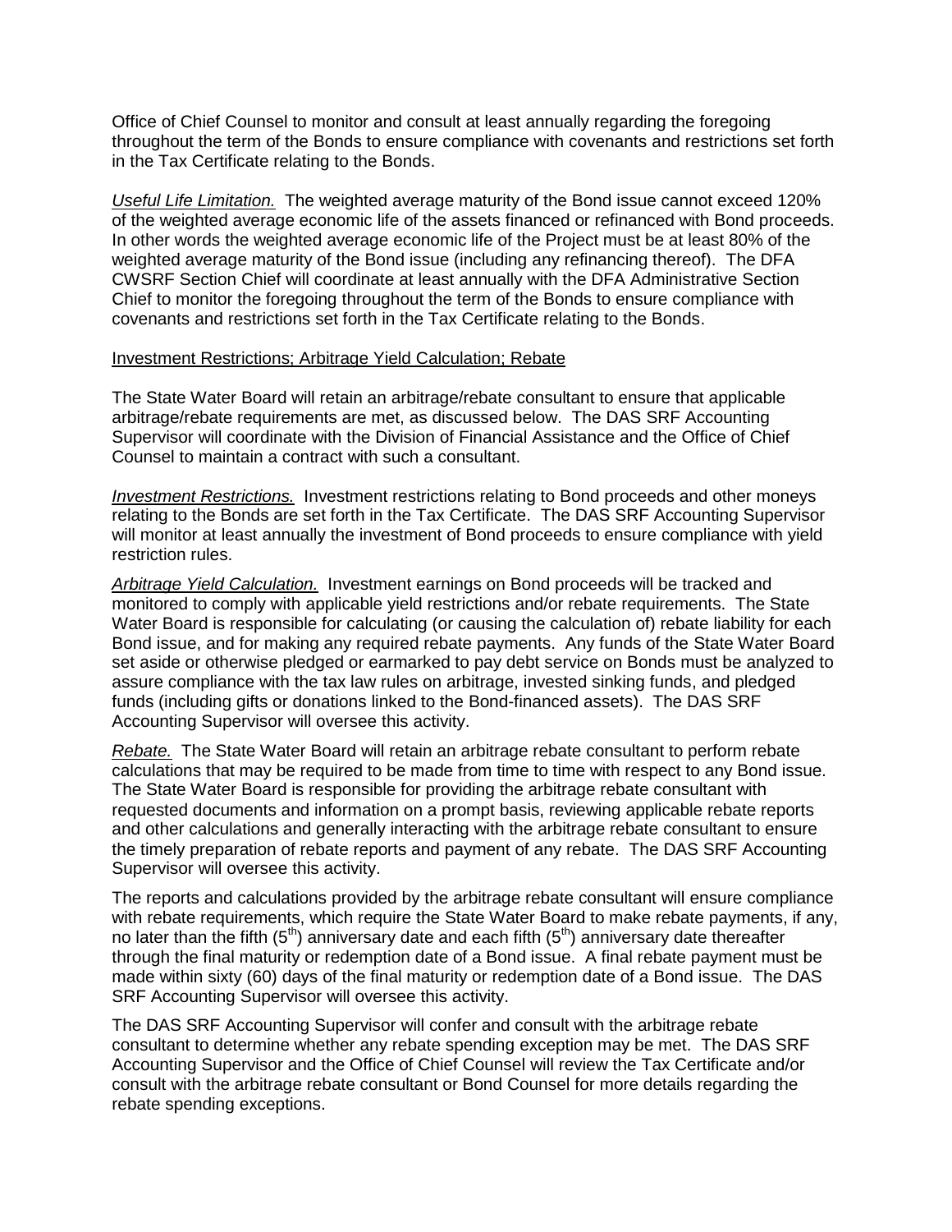Office of Chief Counsel to monitor and consult at least annually regarding the foregoing throughout the term of the Bonds to ensure compliance with covenants and restrictions set forth in the Tax Certificate relating to the Bonds.

*Useful Life Limitation.* The weighted average maturity of the Bond issue cannot exceed 120% of the weighted average economic life of the assets financed or refinanced with Bond proceeds. In other words the weighted average economic life of the Project must be at least 80% of the weighted average maturity of the Bond issue (including any refinancing thereof). The DFA CWSRF Section Chief will coordinate at least annually with the DFA Administrative Section Chief to monitor the foregoing throughout the term of the Bonds to ensure compliance with covenants and restrictions set forth in the Tax Certificate relating to the Bonds.

Investment Restrictions; Arbitrage Yield Calculation; Rebate

The State Water Board will retain an arbitrage/rebate consultant to ensure that applicable arbitrage/rebate requirements are met, as discussed below. The DAS SRF Accounting Supervisor will coordinate with the Division of Financial Assistance and the Office of Chief Counsel to maintain a contract with such a consultant.

*Investment Restrictions.* Investment restrictions relating to Bond proceeds and other moneys relating to the Bonds are set forth in the Tax Certificate. The DAS SRF Accounting Supervisor will monitor at least annually the investment of Bond proceeds to ensure compliance with yield restriction rules.

*Arbitrage Yield Calculation.* Investment earnings on Bond proceeds will be tracked and monitored to comply with applicable yield restrictions and/or rebate requirements. The State Water Board is responsible for calculating (or causing the calculation of) rebate liability for each Bond issue, and for making any required rebate payments. Any funds of the State Water Board set aside or otherwise pledged or earmarked to pay debt service on Bonds must be analyzed to assure compliance with the tax law rules on arbitrage, invested sinking funds, and pledged funds (including gifts or donations linked to the Bond-financed assets). The DAS SRF Accounting Supervisor will oversee this activity.

*Rebate.* The State Water Board will retain an arbitrage rebate consultant to perform rebate calculations that may be required to be made from time to time with respect to any Bond issue. The State Water Board is responsible for providing the arbitrage rebate consultant with requested documents and information on a prompt basis, reviewing applicable rebate reports and other calculations and generally interacting with the arbitrage rebate consultant to ensure the timely preparation of rebate reports and payment of any rebate. The DAS SRF Accounting Supervisor will oversee this activity.

The reports and calculations provided by the arbitrage rebate consultant will ensure compliance with rebate requirements, which require the State Water Board to make rebate payments, if any, no later than the fifth (5th) anniversary date and each fifth (5th) anniversary date thereafter through the final maturity or redemption date of a Bond issue. A final rebate payment must be made within sixty (60) days of the final maturity or redemption date of a Bond issue. The DAS SRF Accounting Supervisor will oversee this activity.

The DAS SRF Accounting Supervisor will confer and consult with the arbitrage rebate consultant to determine whether any rebate spending exception may be met. The DAS SRF Accounting Supervisor and the Office of Chief Counsel will review the Tax Certificate and/or consult with the arbitrage rebate consultant or Bond Counsel for more details regarding the rebate spending exceptions.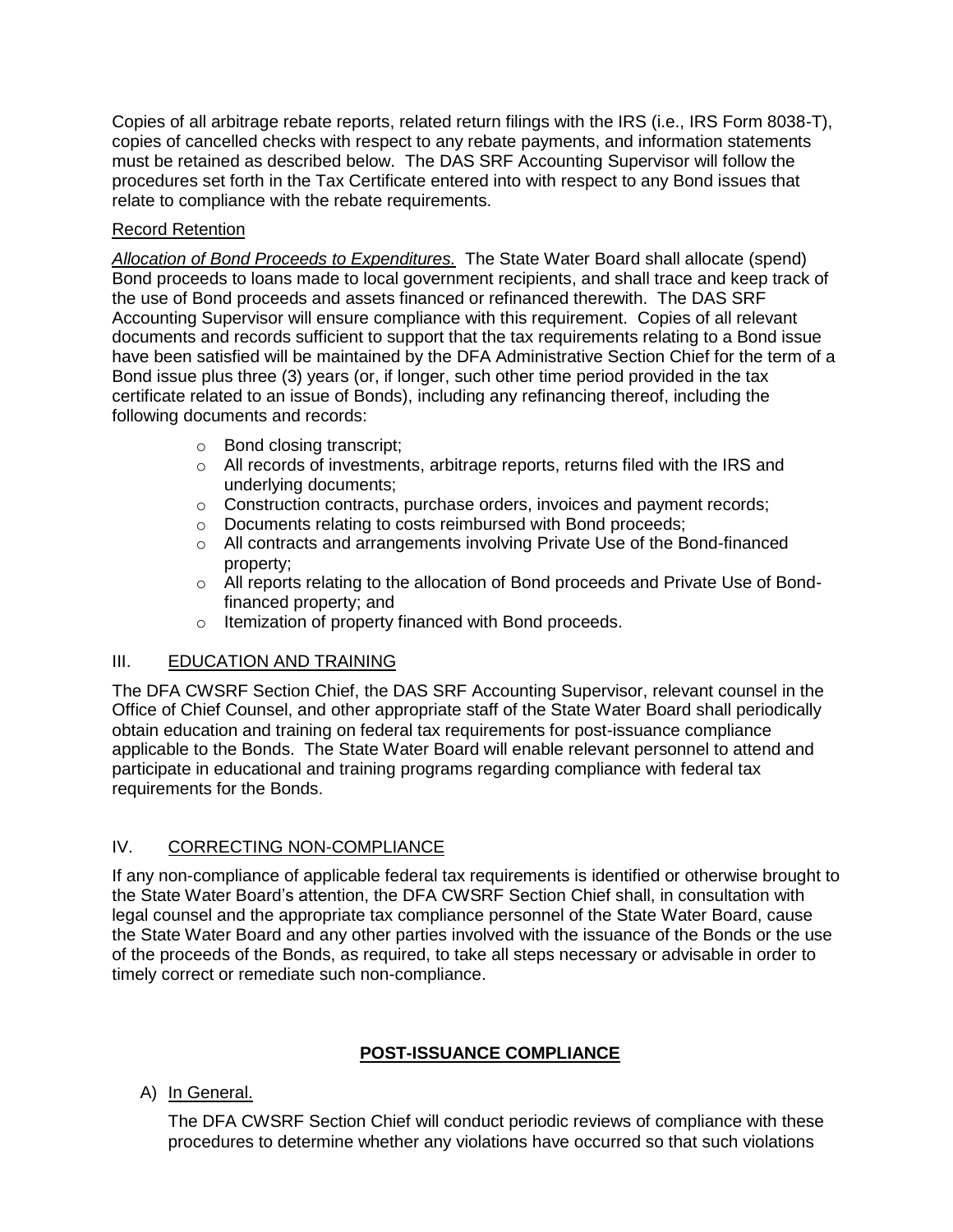Copies of all arbitrage rebate reports, related return filings with the IRS (i.e., IRS Form 8038-T), copies of cancelled checks with respect to any rebate payments, and information statements must be retained as described below. The DAS SRF Accounting Supervisor will follow the procedures set forth in the Tax Certificate entered into with respect to any Bond issues that relate to compliance with the rebate requirements.

Record Retention

*Allocation of Bond Proceeds to Expenditures.* The State Water Board shall allocate (spend) Bond proceeds to loans made to local government recipients, and shall trace and keep track of the use of Bond proceeds and assets financed or refinanced therewith. The DAS SRF Accounting Supervisor will ensure compliance with this requirement. Copies of all relevant documents and records sufficient to support that the tax requirements relating to a Bond issue have been satisfied will be maintained by the DFA Administrative Section Chief for the term of a Bond issue plus three (3) years (or, if longer, such other time period provided in the tax certificate related to an issue of Bonds), including any refinancing thereof, including the following documents and records:

- Bond closing transcript;
- All records of investments, arbitrage reports, returns filed with the IRS and underlying documents;
- Construction contracts, purchase orders, invoices and payment records;
- Documents relating to costs reimbursed with Bond proceeds;
- All contracts and arrangements involving Private Use of the Bond-financed property;
- All reports relating to the allocation of Bond proceeds and Private Use of Bond-financed property; and
- Itemization of property financed with Bond proceeds.

## III. EDUCATION AND TRAINING

The DFA CWSRF Section Chief, the DAS SRF Accounting Supervisor, relevant counsel in the Office of Chief Counsel, and other appropriate staff of the State Water Board shall periodically obtain education and training on federal tax requirements for post-issuance compliance applicable to the Bonds. The State Water Board will enable relevant personnel to attend and participate in educational and training programs regarding compliance with federal tax requirements for the Bonds.

## IV. CORRECTING NON-COMPLIANCE

If any non-compliance of applicable federal tax requirements is identified or otherwise brought to the State Water Board's attention, the DFA CWSRF Section Chief shall, in consultation with legal counsel and the appropriate tax compliance personnel of the State Water Board, cause the State Water Board and any other parties involved with the issuance of the Bonds or the use of the proceeds of the Bonds, as required, to take all steps necessary or advisable in order to timely correct or remediate such non-compliance.

## POST-ISSUANCE COMPLIANCE

A) In General.

The DFA CWSRF Section Chief will conduct periodic reviews of compliance with these procedures to determine whether any violations have occurred so that such violations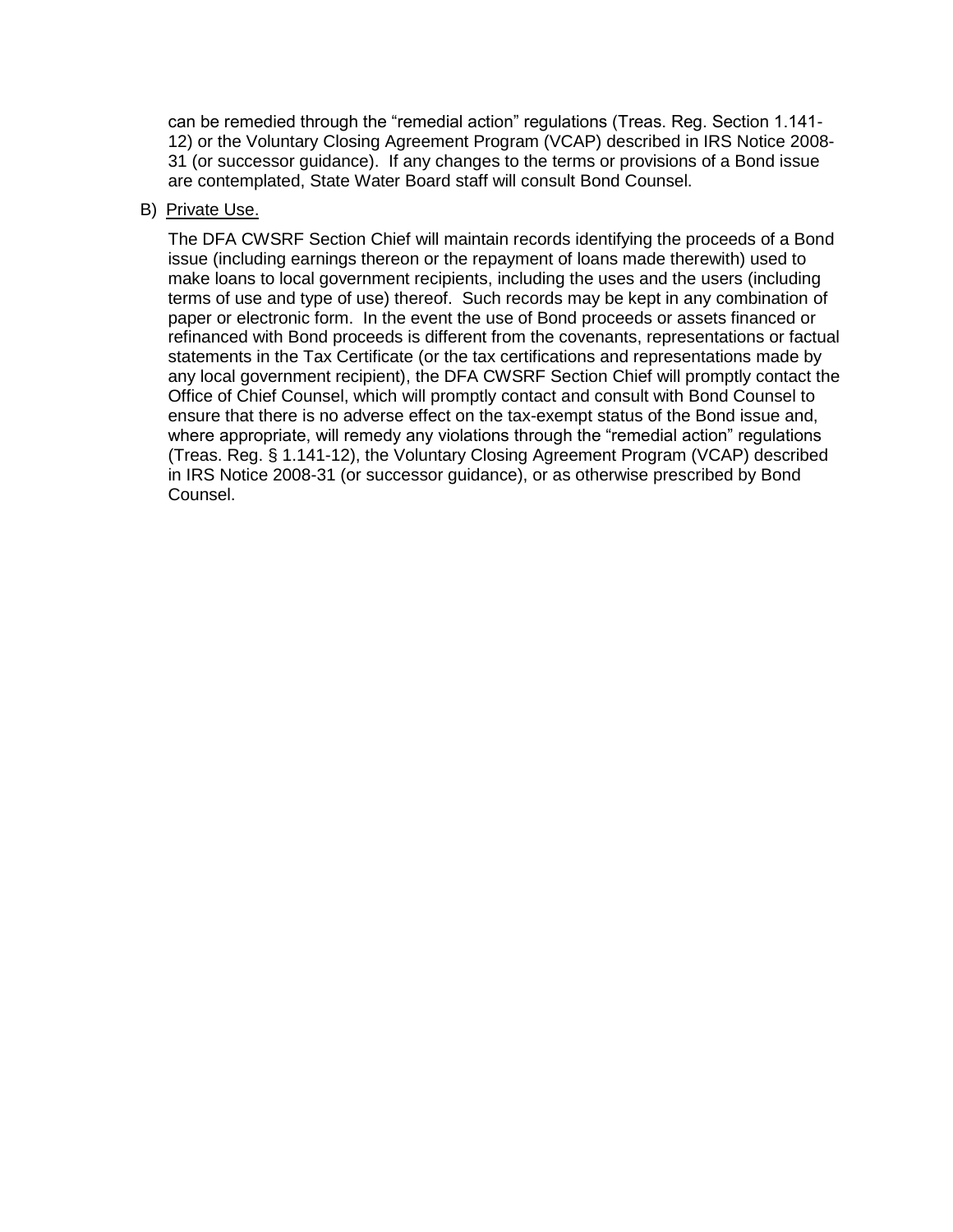can be remedied through the "remedial action" regulations (Treas. Reg. Section 1.141-12) or the Voluntary Closing Agreement Program (VCAP) described in IRS Notice 2008-31 (or successor guidance). If any changes to the terms or provisions of a Bond issue are contemplated, State Water Board staff will consult Bond Counsel.

B) Private Use.

The DFA CWSRF Section Chief will maintain records identifying the proceeds of a Bond issue (including earnings thereon or the repayment of loans made therewith) used to make loans to local government recipients, including the uses and the users (including terms of use and type of use) thereof. Such records may be kept in any combination of paper or electronic form. In the event the use of Bond proceeds or assets financed or refinanced with Bond proceeds is different from the covenants, representations or factual statements in the Tax Certificate (or the tax certifications and representations made by any local government recipient), the DFA CWSRF Section Chief will promptly contact the Office of Chief Counsel, which will promptly contact and consult with Bond Counsel to ensure that there is no adverse effect on the tax-exempt status of the Bond issue and, where appropriate, will remedy any violations through the "remedial action" regulations (Treas. Reg. § 1.141-12), the Voluntary Closing Agreement Program (VCAP) described in IRS Notice 2008-31 (or successor guidance), or as otherwise prescribed by Bond Counsel.